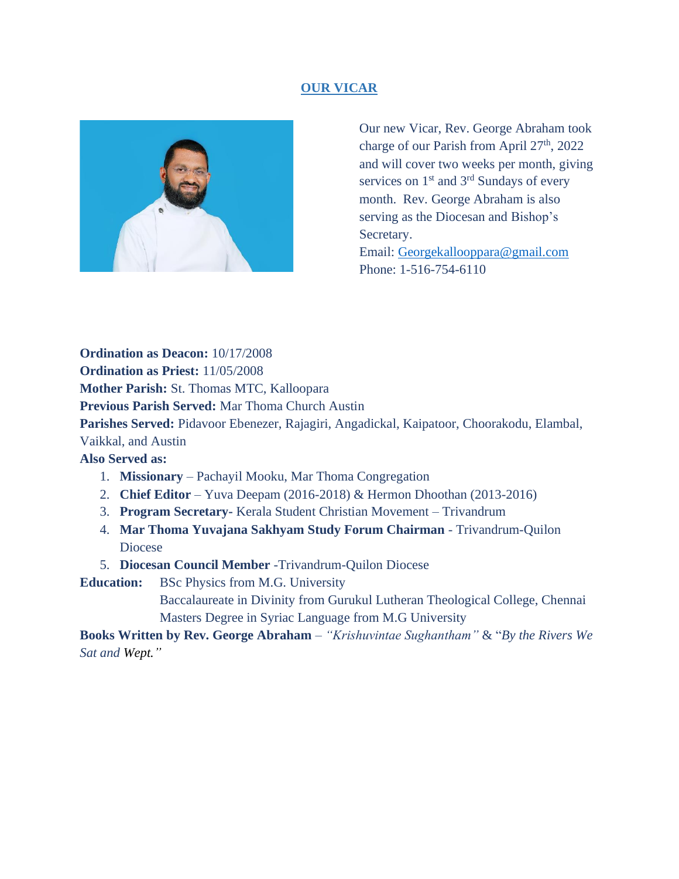## OUR VICAR

Our new Vicar, Rev. George Abraham took charge of our Parish from April 27th, 2022 and will cover two weeks per month, giving services on 1st and 3rd Sundays of every month. Rev. George Abraham is also serving as the Diocesan and Bishop's Secretary.
Email: Georgekallooppara@gmail.com
Phone: 1-516-754-6110

**Ordination as Deacon:** 10/17/2008
**Ordination as Priest:** 11/05/2008
**Mother Parish:** St. Thomas MTC, Kalloopara
**Previous Parish Served:** Mar Thoma Church Austin
**Parishes Served:** Pidavoor Ebenezer, Rajagiri, Angadickal, Kaipatoor, Choorakodu, Elambal, Vaikkal, and Austin
**Also Served as:**

1. **Missionary** – Pachayil Mooku, Mar Thoma Congregation
2. **Chief Editor** – Yuva Deepam (2016-2018) & Hermon Dhoothan (2013-2016)
3. **Program Secretary-** Kerala Student Christian Movement – Trivandrum
4. **Mar Thoma Yuvajana Sakhyam Study Forum Chairman** - Trivandrum-Quilon Diocese
5. **Diocesan Council Member** -Trivandrum-Quilon Diocese

**Education:** BSc Physics from M.G. University
Baccalaureate in Divinity from Gurukul Lutheran Theological College, Chennai
Masters Degree in Syriac Language from M.G University

**Books Written by Rev. George Abraham** – *"Krishuvintae Sughantham"* & "*By the Rivers We Sat and Wept."*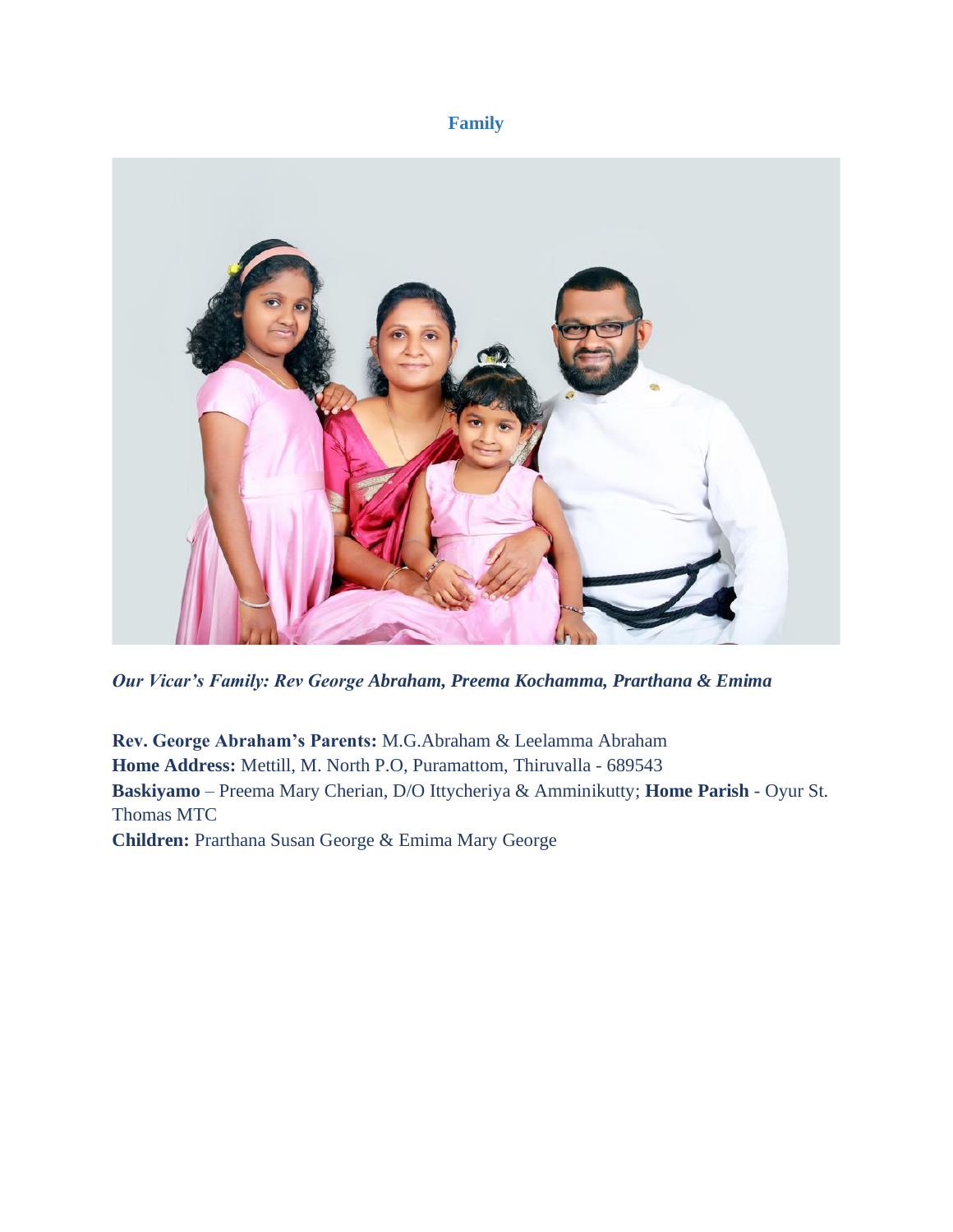## Family

*Our Vicar's Family: Rev George Abraham, Preema Kochamma, Prarthana & Emima*

**Rev. George Abraham's Parents:** M.G.Abraham & Leelamma Abraham
**Home Address:** Mettill, M. North P.O, Puramattom, Thiruvalla - 689543
**Baskiyamo** – Preema Mary Cherian, D/O Ittycheriya & Amminikutty; **Home Parish** - Oyur St. Thomas MTC
**Children:** Prarthana Susan George & Emima Mary George